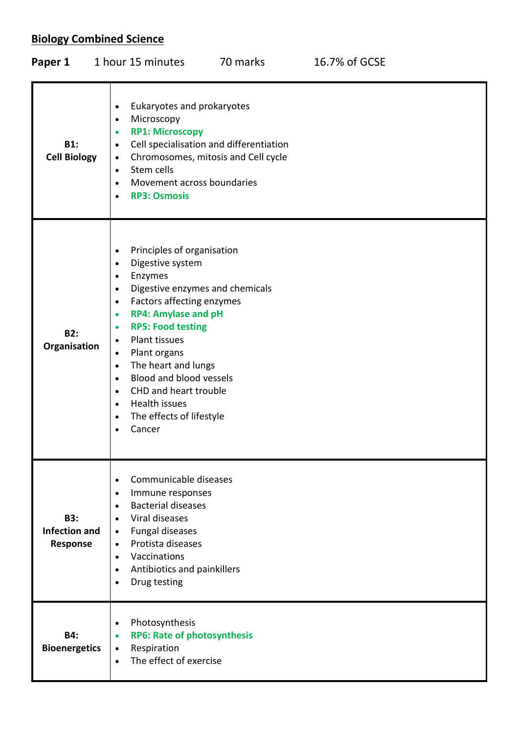# Biology Combined Science

**Paper 1** 1 hour 15 minutes 70 marks 16.7% of GCSE

| | |
|---|---|
| **B1: Cell Biology** | • Eukaryotes and prokaryotes<br>• Microscopy<br>• **RP1: Microscopy**<br>• Cell specialisation and differentiation<br>• Chromosomes, mitosis and Cell cycle<br>• Stem cells<br>• Movement across boundaries<br>• **RP3: Osmosis** |
| **B2: Organisation** | • Principles of organisation<br>• Digestive system<br>• Enzymes<br>• Digestive enzymes and chemicals<br>• Factors affecting enzymes<br>• **RP4: Amylase and pH**<br>• **RP5: Food testing**<br>• Plant tissues<br>• Plant organs<br>• The heart and lungs<br>• Blood and blood vessels<br>• CHD and heart trouble<br>• Health issues<br>• The effects of lifestyle<br>• Cancer |
| **B3: Infection and Response** | • Communicable diseases<br>• Immune responses<br>• Bacterial diseases<br>• Viral diseases<br>• Fungal diseases<br>• Protista diseases<br>• Vaccinations<br>• Antibiotics and painkillers<br>• Drug testing |
| **B4: Bioenergetics** | • Photosynthesis<br>• **RP6: Rate of photosynthesis**<br>• Respiration<br>• The effect of exercise |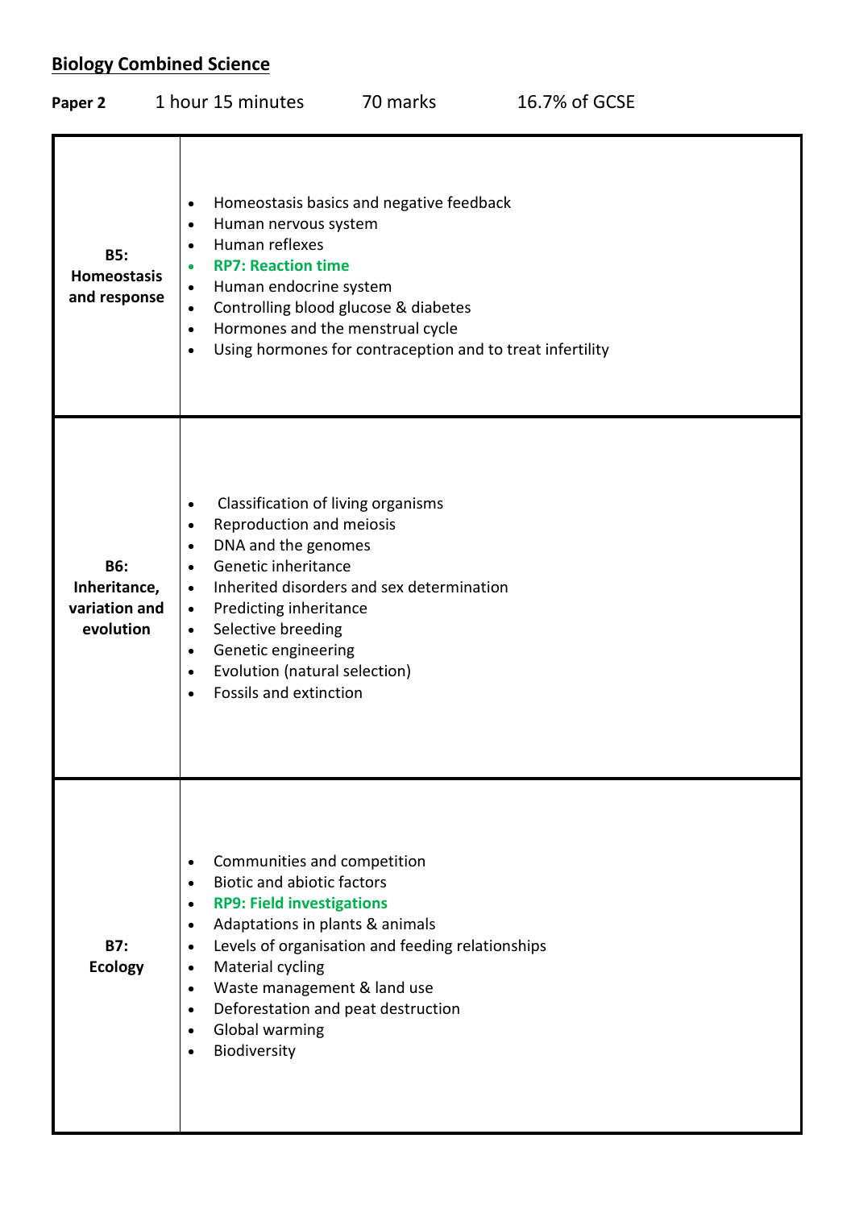## Biology Combined Science

**Paper 2** 1 hour 15 minutes 70 marks 16.7% of GCSE

| | |
|---|---|
| **B5: Homeostasis and response** | • Homeostasis basics and negative feedback<br>• Human nervous system<br>• Human reflexes<br>• **RP7: Reaction time**<br>• Human endocrine system<br>• Controlling blood glucose & diabetes<br>• Hormones and the menstrual cycle<br>• Using hormones for contraception and to treat infertility |
| **B6: Inheritance, variation and evolution** | • Classification of living organisms<br>• Reproduction and meiosis<br>• DNA and the genomes<br>• Genetic inheritance<br>• Inherited disorders and sex determination<br>• Predicting inheritance<br>• Selective breeding<br>• Genetic engineering<br>• Evolution (natural selection)<br>• Fossils and extinction |
| **B7: Ecology** | • Communities and competition<br>• Biotic and abiotic factors<br>• **RP9: Field investigations**<br>• Adaptations in plants & animals<br>• Levels of organisation and feeding relationships<br>• Material cycling<br>• Waste management & land use<br>• Deforestation and peat destruction<br>• Global warming<br>• Biodiversity |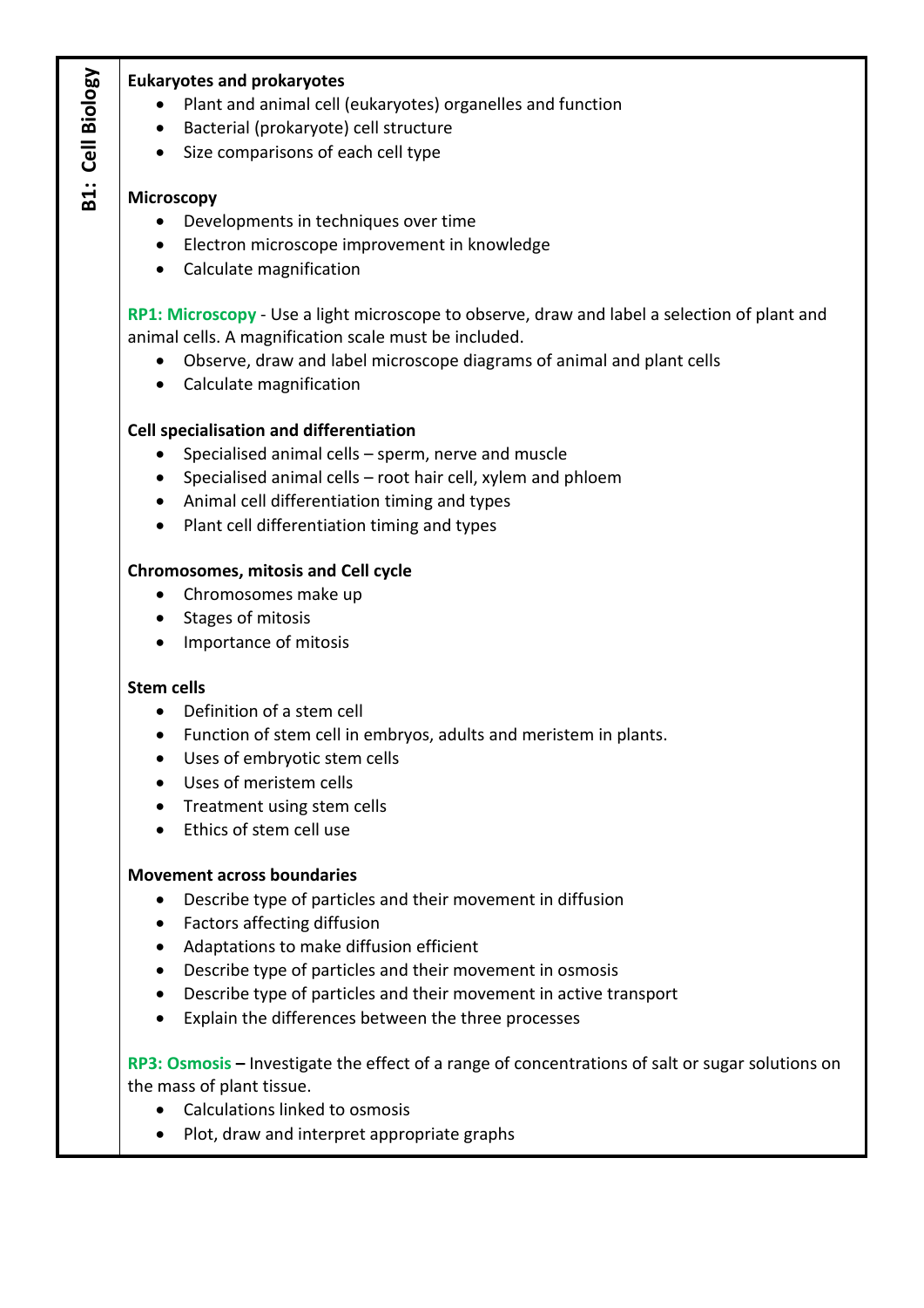## B1: Cell Biology

**Eukaryotes and prokaryotes**

- Plant and animal cell (eukaryotes) organelles and function
- Bacterial (prokaryote) cell structure
- Size comparisons of each cell type

**Microscopy**

- Developments in techniques over time
- Electron microscope improvement in knowledge
- Calculate magnification

**RP1: Microscopy** - Use a light microscope to observe, draw and label a selection of plant and animal cells. A magnification scale must be included.

- Observe, draw and label microscope diagrams of animal and plant cells
- Calculate magnification

**Cell specialisation and differentiation**

- Specialised animal cells – sperm, nerve and muscle
- Specialised animal cells – root hair cell, xylem and phloem
- Animal cell differentiation timing and types
- Plant cell differentiation timing and types

**Chromosomes, mitosis and Cell cycle**

- Chromosomes make up
- Stages of mitosis
- Importance of mitosis

**Stem cells**

- Definition of a stem cell
- Function of stem cell in embryos, adults and meristem in plants.
- Uses of embryotic stem cells
- Uses of meristem cells
- Treatment using stem cells
- Ethics of stem cell use

**Movement across boundaries**

- Describe type of particles and their movement in diffusion
- Factors affecting diffusion
- Adaptations to make diffusion efficient
- Describe type of particles and their movement in osmosis
- Describe type of particles and their movement in active transport
- Explain the differences between the three processes

**RP3: Osmosis –** Investigate the effect of a range of concentrations of salt or sugar solutions on the mass of plant tissue.

- Calculations linked to osmosis
- Plot, draw and interpret appropriate graphs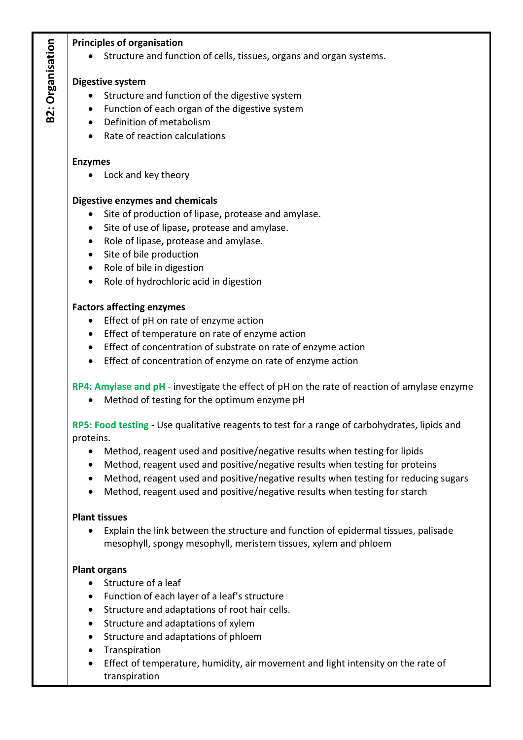## B2: Organisation

**Principles of organisation**

- Structure and function of cells, tissues, organs and organ systems.

**Digestive system**

- Structure and function of the digestive system
- Function of each organ of the digestive system
- Definition of metabolism
- Rate of reaction calculations

**Enzymes**

- Lock and key theory

**Digestive enzymes and chemicals**

- Site of production of lipase**,** protease and amylase.
- Site of use of lipase**,** protease and amylase.
- Role of lipase**,** protease and amylase.
- Site of bile production
- Role of bile in digestion
- Role of hydrochloric acid in digestion

**Factors affecting enzymes**

- Effect of pH on rate of enzyme action
- Effect of temperature on rate of enzyme action
- Effect of concentration of substrate on rate of enzyme action
- Effect of concentration of enzyme on rate of enzyme action

**RP4: Amylase and pH** - investigate the effect of pH on the rate of reaction of amylase enzyme

- Method of testing for the optimum enzyme pH

**RP5: Food testing** - Use qualitative reagents to test for a range of carbohydrates, lipids and proteins.

- Method, reagent used and positive/negative results when testing for lipids
- Method, reagent used and positive/negative results when testing for proteins
- Method, reagent used and positive/negative results when testing for reducing sugars
- Method, reagent used and positive/negative results when testing for starch

**Plant tissues**

- Explain the link between the structure and function of epidermal tissues, palisade mesophyll, spongy mesophyll, meristem tissues, xylem and phloem

**Plant organs**

- Structure of a leaf
- Function of each layer of a leaf's structure
- Structure and adaptations of root hair cells.
- Structure and adaptations of xylem
- Structure and adaptations of phloem
- Transpiration
- Effect of temperature, humidity, air movement and light intensity on the rate of transpiration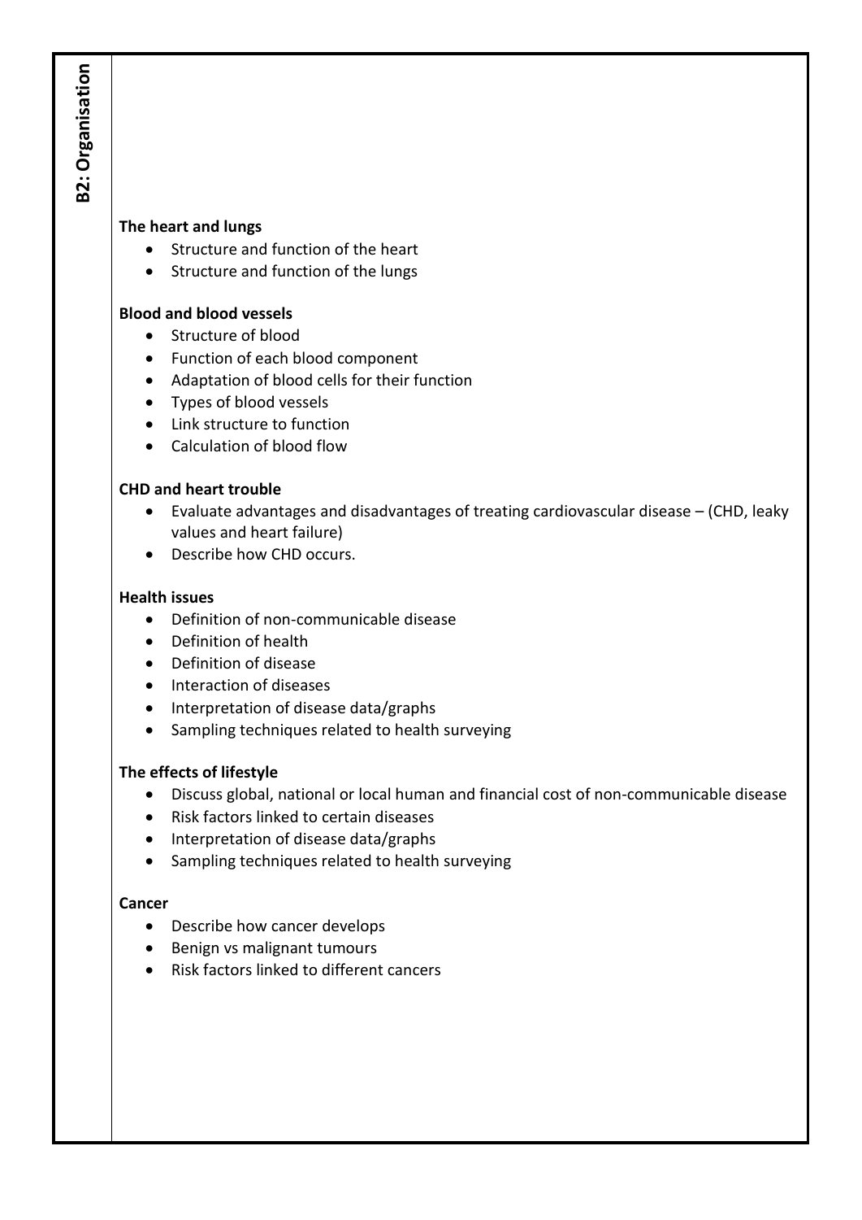# B2: Organisation

**The heart and lungs**

- Structure and function of the heart
- Structure and function of the lungs

**Blood and blood vessels**

- Structure of blood
- Function of each blood component
- Adaptation of blood cells for their function
- Types of blood vessels
- Link structure to function
- Calculation of blood flow

**CHD and heart trouble**

- Evaluate advantages and disadvantages of treating cardiovascular disease – (CHD, leaky values and heart failure)
- Describe how CHD occurs.

**Health issues**

- Definition of non-communicable disease
- Definition of health
- Definition of disease
- Interaction of diseases
- Interpretation of disease data/graphs
- Sampling techniques related to health surveying

**The effects of lifestyle**

- Discuss global, national or local human and financial cost of non-communicable disease
- Risk factors linked to certain diseases
- Interpretation of disease data/graphs
- Sampling techniques related to health surveying

**Cancer**

- Describe how cancer develops
- Benign vs malignant tumours
- Risk factors linked to different cancers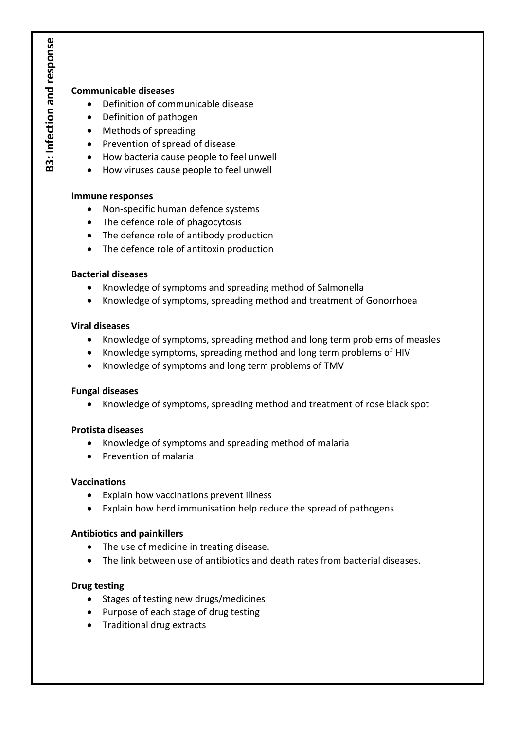## B3: Infection and response

### Communicable diseases

- Definition of communicable disease
- Definition of pathogen
- Methods of spreading
- Prevention of spread of disease
- How bacteria cause people to feel unwell
- How viruses cause people to feel unwell

### Immune responses

- Non-specific human defence systems
- The defence role of phagocytosis
- The defence role of antibody production
- The defence role of antitoxin production

### Bacterial diseases

- Knowledge of symptoms and spreading method of Salmonella
- Knowledge of symptoms, spreading method and treatment of Gonorrhoea

### Viral diseases

- Knowledge of symptoms, spreading method and long term problems of measles
- Knowledge symptoms, spreading method and long term problems of HIV
- Knowledge of symptoms and long term problems of TMV

### Fungal diseases

- Knowledge of symptoms, spreading method and treatment of rose black spot

### Protista diseases

- Knowledge of symptoms and spreading method of malaria
- Prevention of malaria

### Vaccinations

- Explain how vaccinations prevent illness
- Explain how herd immunisation help reduce the spread of pathogens

### Antibiotics and painkillers

- The use of medicine in treating disease.
- The link between use of antibiotics and death rates from bacterial diseases.

### Drug testing

- Stages of testing new drugs/medicines
- Purpose of each stage of drug testing
- Traditional drug extracts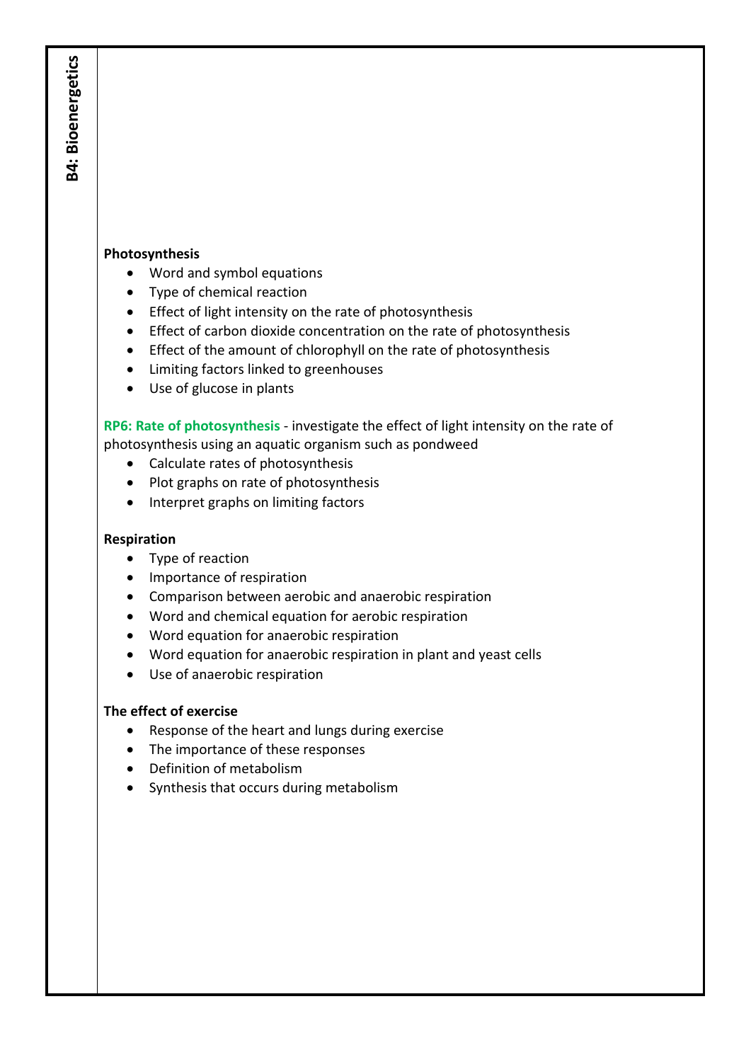# B4: Bioenergetics

**Photosynthesis**

- Word and symbol equations
- Type of chemical reaction
- Effect of light intensity on the rate of photosynthesis
- Effect of carbon dioxide concentration on the rate of photosynthesis
- Effect of the amount of chlorophyll on the rate of photosynthesis
- Limiting factors linked to greenhouses
- Use of glucose in plants

**RP6: Rate of photosynthesis** - investigate the effect of light intensity on the rate of photosynthesis using an aquatic organism such as pondweed

- Calculate rates of photosynthesis
- Plot graphs on rate of photosynthesis
- Interpret graphs on limiting factors

**Respiration**

- Type of reaction
- Importance of respiration
- Comparison between aerobic and anaerobic respiration
- Word and chemical equation for aerobic respiration
- Word equation for anaerobic respiration
- Word equation for anaerobic respiration in plant and yeast cells
- Use of anaerobic respiration

**The effect of exercise**

- Response of the heart and lungs during exercise
- The importance of these responses
- Definition of metabolism
- Synthesis that occurs during metabolism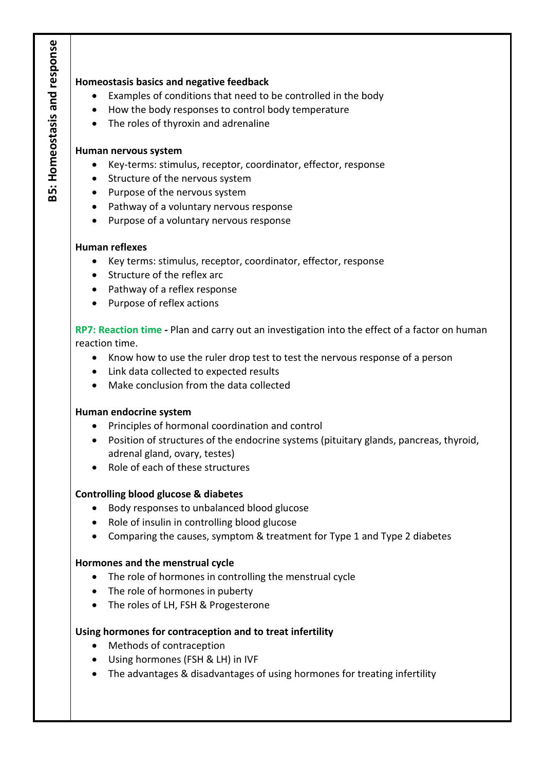## B5: Homeostasis and response

**Homeostasis basics and negative feedback**

- Examples of conditions that need to be controlled in the body
- How the body responses to control body temperature
- The roles of thyroxin and adrenaline

**Human nervous system**

- Key-terms: stimulus, receptor, coordinator, effector, response
- Structure of the nervous system
- Purpose of the nervous system
- Pathway of a voluntary nervous response
- Purpose of a voluntary nervous response

**Human reflexes**

- Key terms: stimulus, receptor, coordinator, effector, response
- Structure of the reflex arc
- Pathway of a reflex response
- Purpose of reflex actions

**RP7: Reaction time -** Plan and carry out an investigation into the effect of a factor on human reaction time.

- Know how to use the ruler drop test to test the nervous response of a person
- Link data collected to expected results
- Make conclusion from the data collected

**Human endocrine system**

- Principles of hormonal coordination and control
- Position of structures of the endocrine systems (pituitary glands, pancreas, thyroid, adrenal gland, ovary, testes)
- Role of each of these structures

**Controlling blood glucose & diabetes**

- Body responses to unbalanced blood glucose
- Role of insulin in controlling blood glucose
- Comparing the causes, symptom & treatment for Type 1 and Type 2 diabetes

**Hormones and the menstrual cycle**

- The role of hormones in controlling the menstrual cycle
- The role of hormones in puberty
- The roles of LH, FSH & Progesterone

**Using hormones for contraception and to treat infertility**

- Methods of contraception
- Using hormones (FSH & LH) in IVF
- The advantages & disadvantages of using hormones for treating infertility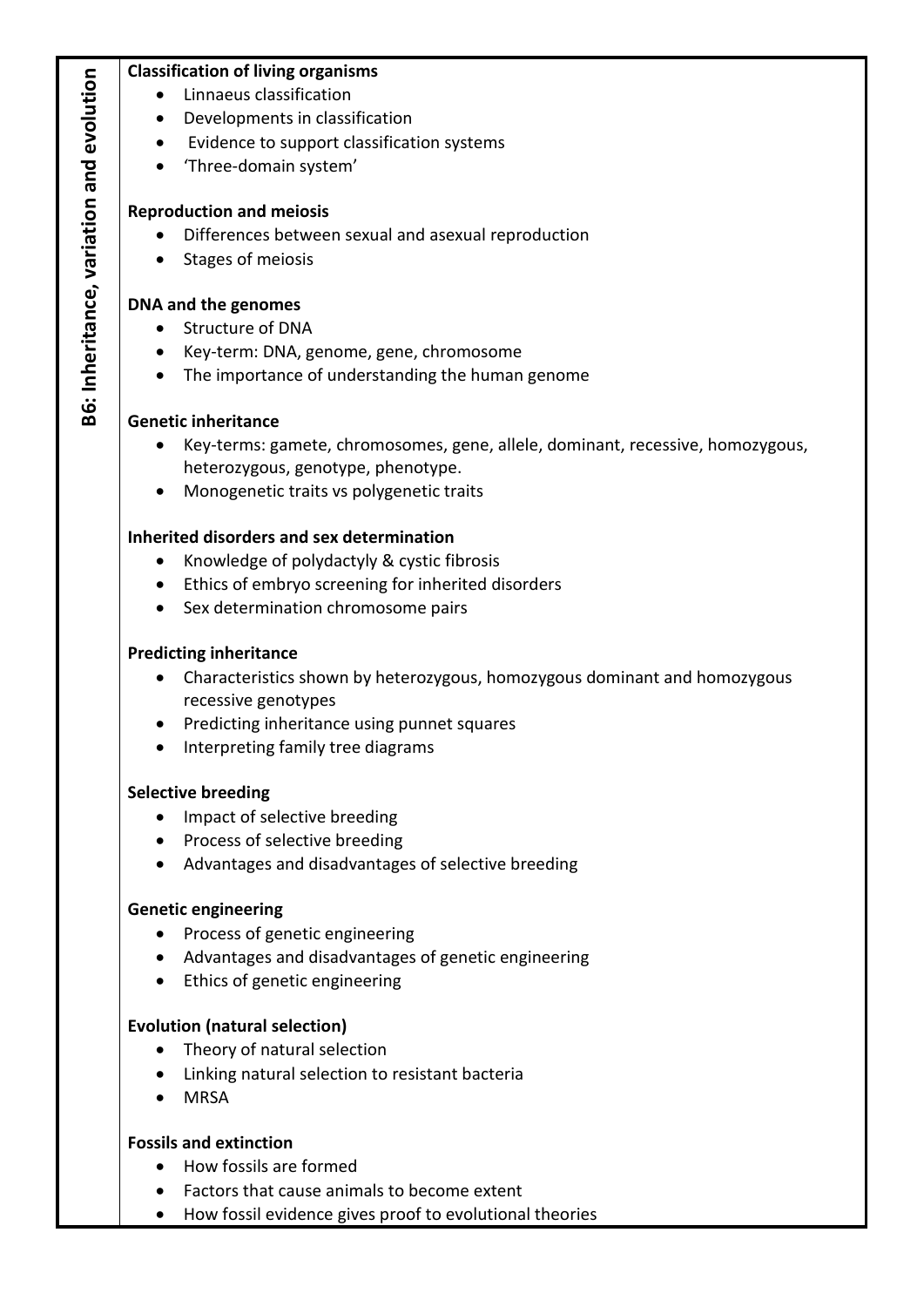## B6: Inheritance, variation and evolution

**Classification of living organisms**

- Linnaeus classification
- Developments in classification
- Evidence to support classification systems
- 'Three-domain system'

**Reproduction and meiosis**

- Differences between sexual and asexual reproduction
- Stages of meiosis

**DNA and the genomes**

- Structure of DNA
- Key-term: DNA, genome, gene, chromosome
- The importance of understanding the human genome

**Genetic inheritance**

- Key-terms: gamete, chromosomes, gene, allele, dominant, recessive, homozygous, heterozygous, genotype, phenotype.
- Monogenetic traits vs polygenetic traits

**Inherited disorders and sex determination**

- Knowledge of polydactyly & cystic fibrosis
- Ethics of embryo screening for inherited disorders
- Sex determination chromosome pairs

**Predicting inheritance**

- Characteristics shown by heterozygous, homozygous dominant and homozygous recessive genotypes
- Predicting inheritance using punnet squares
- Interpreting family tree diagrams

**Selective breeding**

- Impact of selective breeding
- Process of selective breeding
- Advantages and disadvantages of selective breeding

**Genetic engineering**

- Process of genetic engineering
- Advantages and disadvantages of genetic engineering
- Ethics of genetic engineering

**Evolution (natural selection)**

- Theory of natural selection
- Linking natural selection to resistant bacteria
- MRSA

**Fossils and extinction**

- How fossils are formed
- Factors that cause animals to become extent
- How fossil evidence gives proof to evolutional theories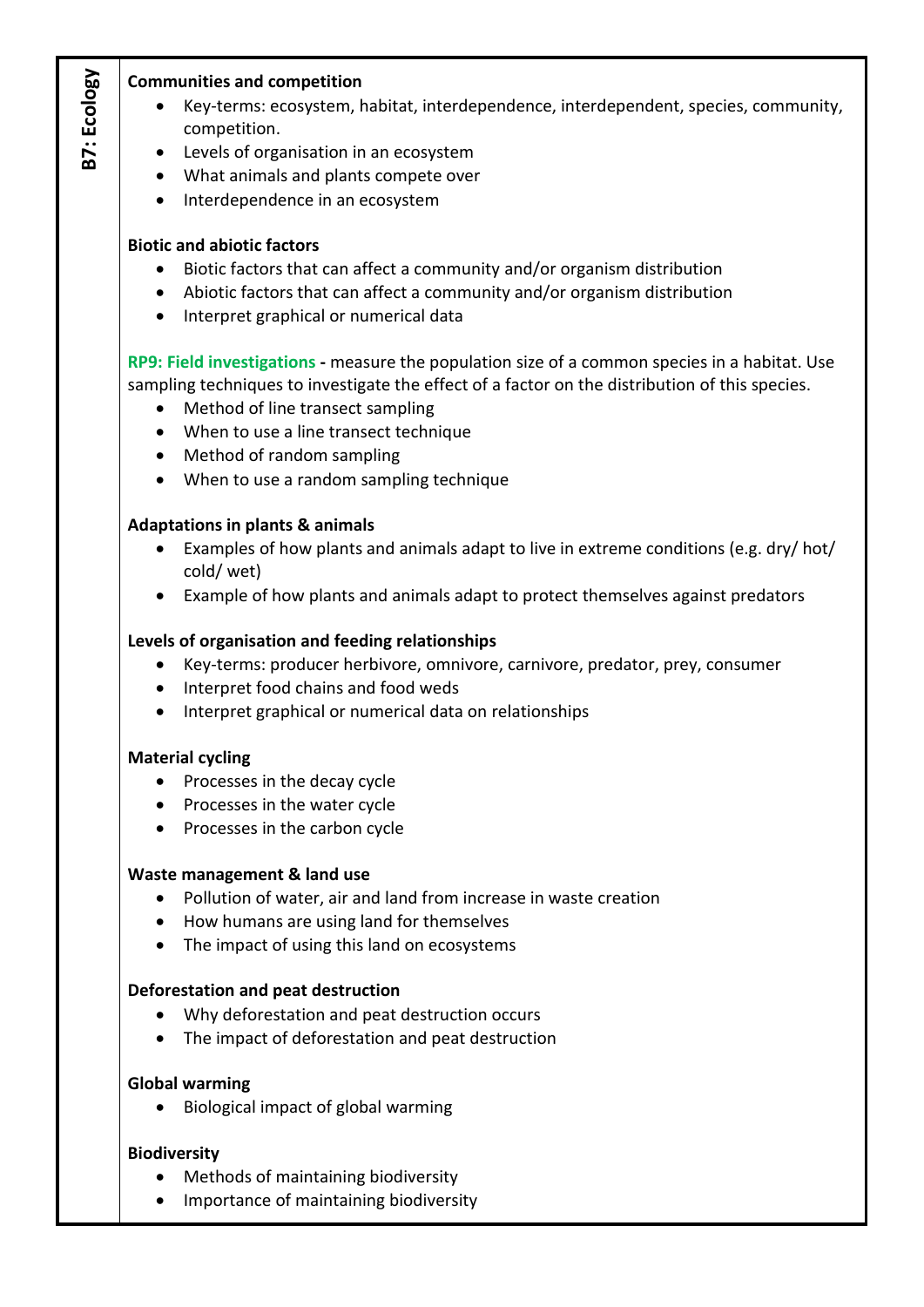## B7: Ecology

**Communities and competition**

- Key-terms: ecosystem, habitat, interdependence, interdependent, species, community, competition.
- Levels of organisation in an ecosystem
- What animals and plants compete over
- Interdependence in an ecosystem

**Biotic and abiotic factors**

- Biotic factors that can affect a community and/or organism distribution
- Abiotic factors that can affect a community and/or organism distribution
- Interpret graphical or numerical data

**RP9: Field investigations -** measure the population size of a common species in a habitat. Use sampling techniques to investigate the effect of a factor on the distribution of this species.

- Method of line transect sampling
- When to use a line transect technique
- Method of random sampling
- When to use a random sampling technique

**Adaptations in plants & animals**

- Examples of how plants and animals adapt to live in extreme conditions (e.g. dry/ hot/ cold/ wet)
- Example of how plants and animals adapt to protect themselves against predators

**Levels of organisation and feeding relationships**

- Key-terms: producer herbivore, omnivore, carnivore, predator, prey, consumer
- Interpret food chains and food weds
- Interpret graphical or numerical data on relationships

**Material cycling**

- Processes in the decay cycle
- Processes in the water cycle
- Processes in the carbon cycle

**Waste management & land use**

- Pollution of water, air and land from increase in waste creation
- How humans are using land for themselves
- The impact of using this land on ecosystems

**Deforestation and peat destruction**

- Why deforestation and peat destruction occurs
- The impact of deforestation and peat destruction

**Global warming**

- Biological impact of global warming

**Biodiversity**

- Methods of maintaining biodiversity
- Importance of maintaining biodiversity